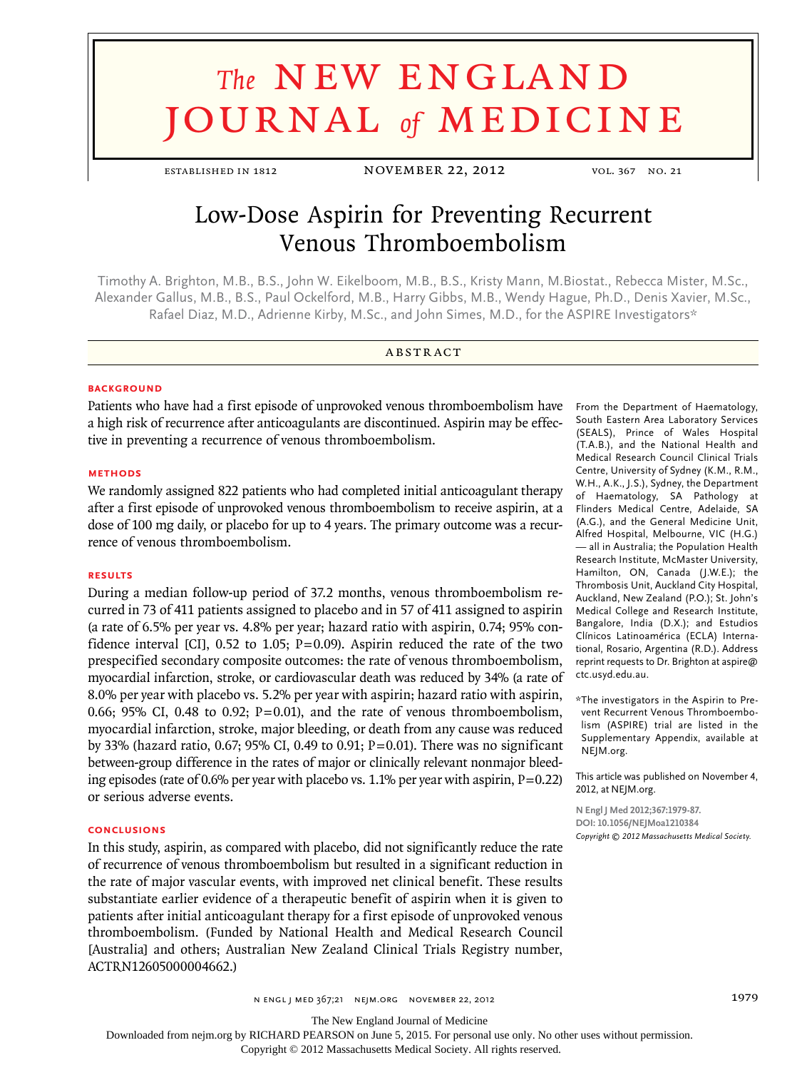# The NEW ENGLAND JOURNAL of MEDICINE

ESTABLISHED IN 1812 — NOVEMBER 22, 2012 — VOL. 367 NO. 21

## Low-Dose Aspirin for Preventing Recurrent Venous Thromboembolism

Timothy A. Brighton, M.B., B.S., John W. Eikelboom, M.B., B.S., Kristy Mann, M.Biostat., Rebecca Mister, M.Sc., Alexander Gallus, M.B., B.S., Paul Ockelford, M.B., Harry Gibbs, M.B., Wendy Hague, Ph.D., Denis Xavier, M.Sc., Rafael Diaz, M.D., Adrienne Kirby, M.Sc., and John Simes, M.D., for the ASPIRE Investigators*

### ABSTRACT

#### BACKGROUND

Patients who have had a first episode of unprovoked venous thromboembolism have a high risk of recurrence after anticoagulants are discontinued. Aspirin may be effective in preventing a recurrence of venous thromboembolism.

#### METHODS

We randomly assigned 822 patients who had completed initial anticoagulant therapy after a first episode of unprovoked venous thromboembolism to receive aspirin, at a dose of 100 mg daily, or placebo for up to 4 years. The primary outcome was a recurrence of venous thromboembolism.

#### RESULTS

During a median follow-up period of 37.2 months, venous thromboembolism recurred in 73 of 411 patients assigned to placebo and in 57 of 411 assigned to aspirin (a rate of 6.5% per year vs. 4.8% per year; hazard ratio with aspirin, 0.74; 95% confidence interval [CI], 0.52 to 1.05; P=0.09). Aspirin reduced the rate of the two prespecified secondary composite outcomes: the rate of venous thromboembolism, myocardial infarction, stroke, or cardiovascular death was reduced by 34% (a rate of 8.0% per year with placebo vs. 5.2% per year with aspirin; hazard ratio with aspirin, 0.66; 95% CI, 0.48 to 0.92; P=0.01), and the rate of venous thromboembolism, myocardial infarction, stroke, major bleeding, or death from any cause was reduced by 33% (hazard ratio, 0.67; 95% CI, 0.49 to 0.91; P=0.01). There was no significant between-group difference in the rates of major or clinically relevant nonmajor bleeding episodes (rate of 0.6% per year with placebo vs. 1.1% per year with aspirin, P=0.22) or serious adverse events.

#### CONCLUSIONS

In this study, aspirin, as compared with placebo, did not significantly reduce the rate of recurrence of venous thromboembolism but resulted in a significant reduction in the rate of major vascular events, with improved net clinical benefit. These results substantiate earlier evidence of a therapeutic benefit of aspirin when it is given to patients after initial anticoagulant therapy for a first episode of unprovoked venous thromboembolism. (Funded by National Health and Medical Research Council [Australia] and others; Australian New Zealand Clinical Trials Registry number, ACTRN12605000004662.)

From the Department of Haematology, South Eastern Area Laboratory Services (SEALS), Prince of Wales Hospital (T.A.B.), and the National Health and Medical Research Council Clinical Trials Centre, University of Sydney (K.M., R.M., W.H., A.K., J.S.), Sydney, the Department of Haematology, SA Pathology at Flinders Medical Centre, Adelaide, SA (A.G.), and the General Medicine Unit, Alfred Hospital, Melbourne, VIC (H.G.) — all in Australia; the Population Health Research Institute, McMaster University, Hamilton, ON, Canada (J.W.E.); the Thrombosis Unit, Auckland City Hospital, Auckland, New Zealand (P.O.); St. John's Medical College and Research Institute, Bangalore, India (D.X.); and Estudios Clínicos Latinoamérica (ECLA) International, Rosario, Argentina (R.D.). Address reprint requests to Dr. Brighton at aspire@ctc.usyd.edu.au.

*The investigators in the Aspirin to Prevent Recurrent Venous Thromboembolism (ASPIRE) trial are listed in the Supplementary Appendix, available at NEJM.org.

This article was published on November 4, 2012, at NEJM.org.

N Engl J Med 2012;367:1979-87.
DOI: 10.1056/NEJMoa1210384
*Copyright © 2012 Massachusetts Medical Society.*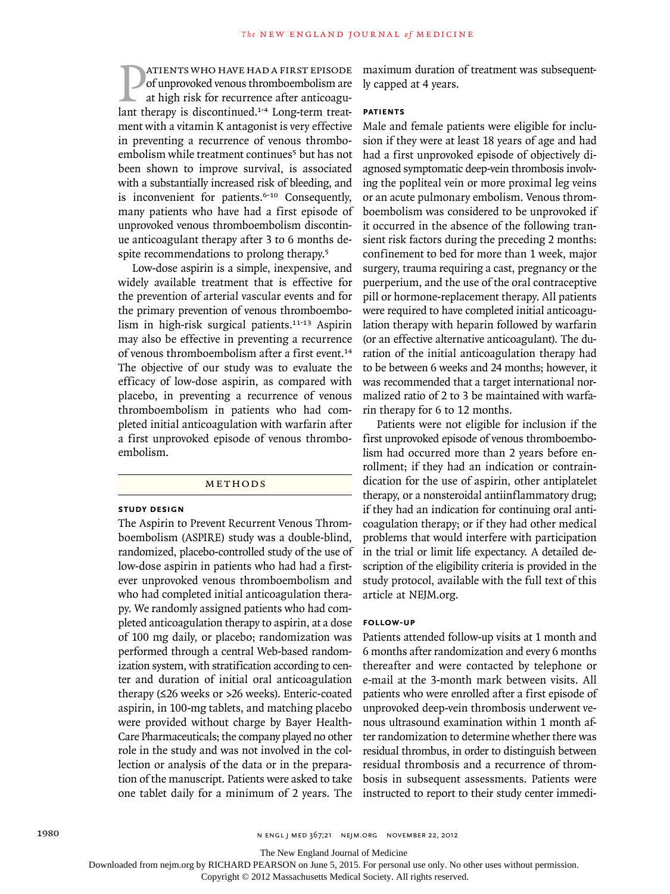Patients who have had a first episode of unprovoked venous thromboembolism are at high risk for recurrence after anticoagulant therapy is discontinued.[1-4] Long-term treatment with a vitamin K antagonist is very effective in preventing a recurrence of venous thromboembolism while treatment continues[5] but has not been shown to improve survival, is associated with a substantially increased risk of bleeding, and is inconvenient for patients.[6-10] Consequently, many patients who have had a first episode of unprovoked venous thromboembolism discontinue anticoagulant therapy after 3 to 6 months despite recommendations to prolong therapy.[5]

Low-dose aspirin is a simple, inexpensive, and widely available treatment that is effective for the prevention of arterial vascular events and for the primary prevention of venous thromboembolism in high-risk surgical patients.[11-13] Aspirin may also be effective in preventing a recurrence of venous thromboembolism after a first event.[14] The objective of our study was to evaluate the efficacy of low-dose aspirin, as compared with placebo, in preventing a recurrence of venous thromboembolism in patients who had completed initial anticoagulation with warfarin after a first unprovoked episode of venous thromboembolism.

## Methods

### Study Design

The Aspirin to Prevent Recurrent Venous Thromboembolism (ASPIRE) study was a double-blind, randomized, placebo-controlled study of the use of low-dose aspirin in patients who had had a first-ever unprovoked venous thromboembolism and who had completed initial anticoagulation therapy. We randomly assigned patients who had completed anticoagulation therapy to aspirin, at a dose of 100 mg daily, or placebo; randomization was performed through a central Web-based randomization system, with stratification according to center and duration of initial oral anticoagulation therapy (≤26 weeks or >26 weeks). Enteric-coated aspirin, in 100-mg tablets, and matching placebo were provided without charge by Bayer HealthCare Pharmaceuticals; the company played no other role in the study and was not involved in the collection or analysis of the data or in the preparation of the manuscript. Patients were asked to take one tablet daily for a minimum of 2 years. The maximum duration of treatment was subsequently capped at 4 years.

### Patients

Male and female patients were eligible for inclusion if they were at least 18 years of age and had had a first unprovoked episode of objectively diagnosed symptomatic deep-vein thrombosis involving the popliteal vein or more proximal leg veins or an acute pulmonary embolism. Venous thromboembolism was considered to be unprovoked if it occurred in the absence of the following transient risk factors during the preceding 2 months: confinement to bed for more than 1 week, major surgery, trauma requiring a cast, pregnancy or the puerperium, and the use of the oral contraceptive pill or hormone-replacement therapy. All patients were required to have completed initial anticoagulation therapy with heparin followed by warfarin (or an effective alternative anticoagulant). The duration of the initial anticoagulation therapy had to be between 6 weeks and 24 months; however, it was recommended that a target international normalized ratio of 2 to 3 be maintained with warfarin therapy for 6 to 12 months.

Patients were not eligible for inclusion if the first unprovoked episode of venous thromboembolism had occurred more than 2 years before enrollment; if they had an indication or contraindication for the use of aspirin, other antiplatelet therapy, or a nonsteroidal antiinflammatory drug; if they had an indication for continuing oral anticoagulation therapy; or if they had other medical problems that would interfere with participation in the trial or limit life expectancy. A detailed description of the eligibility criteria is provided in the study protocol, available with the full text of this article at NEJM.org.

### Follow-up

Patients attended follow-up visits at 1 month and 6 months after randomization and every 6 months thereafter and were contacted by telephone or e-mail at the 3-month mark between visits. All patients who were enrolled after a first episode of unprovoked deep-vein thrombosis underwent venous ultrasound examination within 1 month after randomization to determine whether there was residual thrombus, in order to distinguish between residual thrombosis and a recurrence of thrombosis in subsequent assessments. Patients were instructed to report to their study center immedi-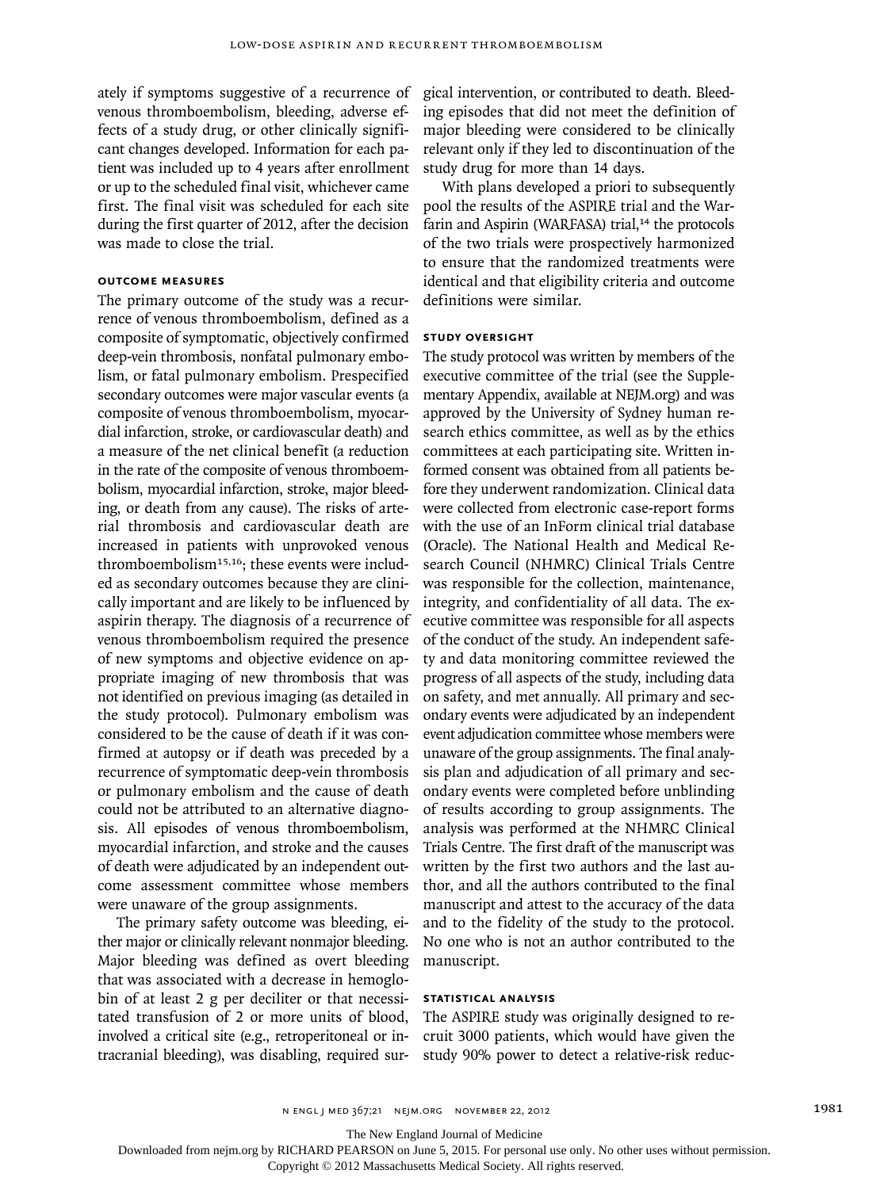ately if symptoms suggestive of a recurrence of venous thromboembolism, bleeding, adverse effects of a study drug, or other clinically significant changes developed. Information for each patient was included up to 4 years after enrollment or up to the scheduled final visit, whichever came first. The final visit was scheduled for each site during the first quarter of 2012, after the decision was made to close the trial.

### OUTCOME MEASURES

The primary outcome of the study was a recurrence of venous thromboembolism, defined as a composite of symptomatic, objectively confirmed deep-vein thrombosis, nonfatal pulmonary embolism, or fatal pulmonary embolism. Prespecified secondary outcomes were major vascular events (a composite of venous thromboembolism, myocardial infarction, stroke, or cardiovascular death) and a measure of the net clinical benefit (a reduction in the rate of the composite of venous thromboembolism, myocardial infarction, stroke, major bleeding, or death from any cause). The risks of arterial thrombosis and cardiovascular death are increased in patients with unprovoked venous thromboembolism[15,16]; these events were included as secondary outcomes because they are clinically important and are likely to be influenced by aspirin therapy. The diagnosis of a recurrence of venous thromboembolism required the presence of new symptoms and objective evidence on appropriate imaging of new thrombosis that was not identified on previous imaging (as detailed in the study protocol). Pulmonary embolism was considered to be the cause of death if it was confirmed at autopsy or if death was preceded by a recurrence of symptomatic deep-vein thrombosis or pulmonary embolism and the cause of death could not be attributed to an alternative diagnosis. All episodes of venous thromboembolism, myocardial infarction, and stroke and the causes of death were adjudicated by an independent outcome assessment committee whose members were unaware of the group assignments.

The primary safety outcome was bleeding, either major or clinically relevant nonmajor bleeding. Major bleeding was defined as overt bleeding that was associated with a decrease in hemoglobin of at least 2 g per deciliter or that necessitated transfusion of 2 or more units of blood, involved a critical site (e.g., retroperitoneal or intracranial bleeding), was disabling, required surgical intervention, or contributed to death. Bleeding episodes that did not meet the definition of major bleeding were considered to be clinically relevant only if they led to discontinuation of the study drug for more than 14 days.

With plans developed a priori to subsequently pool the results of the ASPIRE trial and the Warfarin and Aspirin (WARFASA) trial,[14] the protocols of the two trials were prospectively harmonized to ensure that the randomized treatments were identical and that eligibility criteria and outcome definitions were similar.

### STUDY OVERSIGHT

The study protocol was written by members of the executive committee of the trial (see the Supplementary Appendix, available at NEJM.org) and was approved by the University of Sydney human research ethics committee, as well as by the ethics committees at each participating site. Written informed consent was obtained from all patients before they underwent randomization. Clinical data were collected from electronic case-report forms with the use of an InForm clinical trial database (Oracle). The National Health and Medical Research Council (NHMRC) Clinical Trials Centre was responsible for the collection, maintenance, integrity, and confidentiality of all data. The executive committee was responsible for all aspects of the conduct of the study. An independent safety and data monitoring committee reviewed the progress of all aspects of the study, including data on safety, and met annually. All primary and secondary events were adjudicated by an independent event adjudication committee whose members were unaware of the group assignments. The final analysis plan and adjudication of all primary and secondary events were completed before unblinding of results according to group assignments. The analysis was performed at the NHMRC Clinical Trials Centre. The first draft of the manuscript was written by the first two authors and the last author, and all the authors contributed to the final manuscript and attest to the accuracy of the data and to the fidelity of the study to the protocol. No one who is not an author contributed to the manuscript.

### STATISTICAL ANALYSIS

The ASPIRE study was originally designed to recruit 3000 patients, which would have given the study 90% power to detect a relative-risk reduc-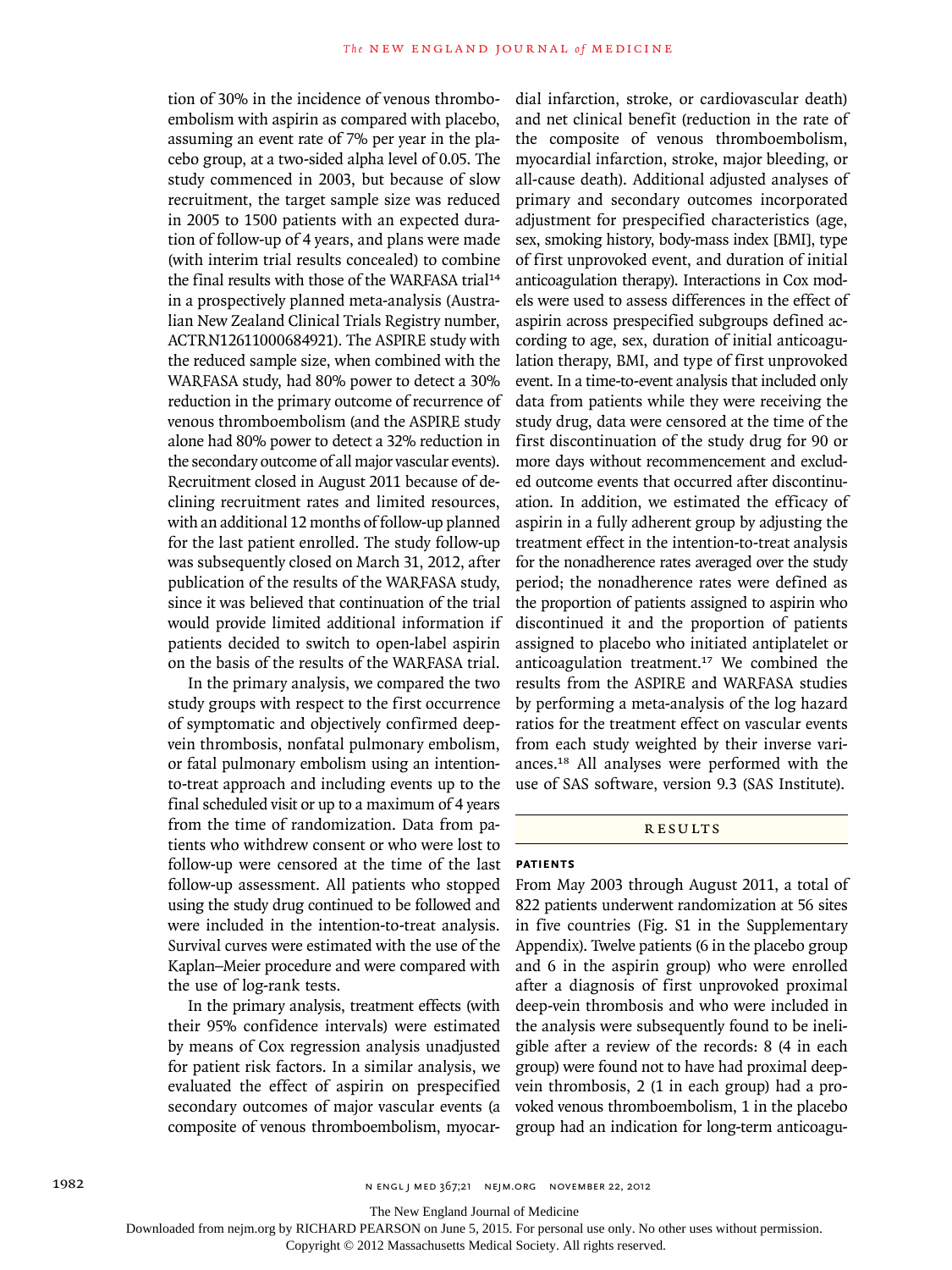tion of 30% in the incidence of venous thromboembolism with aspirin as compared with placebo, assuming an event rate of 7% per year in the placebo group, at a two-sided alpha level of 0.05. The study commenced in 2003, but because of slow recruitment, the target sample size was reduced in 2005 to 1500 patients with an expected duration of follow-up of 4 years, and plans were made (with interim trial results concealed) to combine the final results with those of the WARFASA trial[14] in a prospectively planned meta-analysis (Australian New Zealand Clinical Trials Registry number, ACTRN12611000684921). The ASPIRE study with the reduced sample size, when combined with the WARFASA study, had 80% power to detect a 30% reduction in the primary outcome of recurrence of venous thromboembolism (and the ASPIRE study alone had 80% power to detect a 32% reduction in the secondary outcome of all major vascular events). Recruitment closed in August 2011 because of declining recruitment rates and limited resources, with an additional 12 months of follow-up planned for the last patient enrolled. The study follow-up was subsequently closed on March 31, 2012, after publication of the results of the WARFASA study, since it was believed that continuation of the trial would provide limited additional information if patients decided to switch to open-label aspirin on the basis of the results of the WARFASA trial.

In the primary analysis, we compared the two study groups with respect to the first occurrence of symptomatic and objectively confirmed deep-vein thrombosis, nonfatal pulmonary embolism, or fatal pulmonary embolism using an intention-to-treat approach and including events up to the final scheduled visit or up to a maximum of 4 years from the time of randomization. Data from patients who withdrew consent or who were lost to follow-up were censored at the time of the last follow-up assessment. All patients who stopped using the study drug continued to be followed and were included in the intention-to-treat analysis. Survival curves were estimated with the use of the Kaplan–Meier procedure and were compared with the use of log-rank tests.

In the primary analysis, treatment effects (with their 95% confidence intervals) were estimated by means of Cox regression analysis unadjusted for patient risk factors. In a similar analysis, we evaluated the effect of aspirin on prespecified secondary outcomes of major vascular events (a composite of venous thromboembolism, myocardial infarction, stroke, or cardiovascular death) and net clinical benefit (reduction in the rate of the composite of venous thromboembolism, myocardial infarction, stroke, major bleeding, or all-cause death). Additional adjusted analyses of primary and secondary outcomes incorporated adjustment for prespecified characteristics (age, sex, smoking history, body-mass index [BMI], type of first unprovoked event, and duration of initial anticoagulation therapy). Interactions in Cox models were used to assess differences in the effect of aspirin across prespecified subgroups defined according to age, sex, duration of initial anticoagulation therapy, BMI, and type of first unprovoked event. In a time-to-event analysis that included only data from patients while they were receiving the study drug, data were censored at the time of the first discontinuation of the study drug for 90 or more days without recommencement and excluded outcome events that occurred after discontinuation. In addition, we estimated the efficacy of aspirin in a fully adherent group by adjusting the treatment effect in the intention-to-treat analysis for the nonadherence rates averaged over the study period; the nonadherence rates were defined as the proportion of patients assigned to aspirin who discontinued it and the proportion of patients assigned to placebo who initiated antiplatelet or anticoagulation treatment.[17] We combined the results from the ASPIRE and WARFASA studies by performing a meta-analysis of the log hazard ratios for the treatment effect on vascular events from each study weighted by their inverse variances.[18] All analyses were performed with the use of SAS software, version 9.3 (SAS Institute).

## RESULTS

### PATIENTS

From May 2003 through August 2011, a total of 822 patients underwent randomization at 56 sites in five countries (Fig. S1 in the Supplementary Appendix). Twelve patients (6 in the placebo group and 6 in the aspirin group) who were enrolled after a diagnosis of first unprovoked proximal deep-vein thrombosis and who were included in the analysis were subsequently found to be ineligible after a review of the records: 8 (4 in each group) were found not to have had proximal deep-vein thrombosis, 2 (1 in each group) had a provoked venous thromboembolism, 1 in the placebo group had an indication for long-term anticoagu-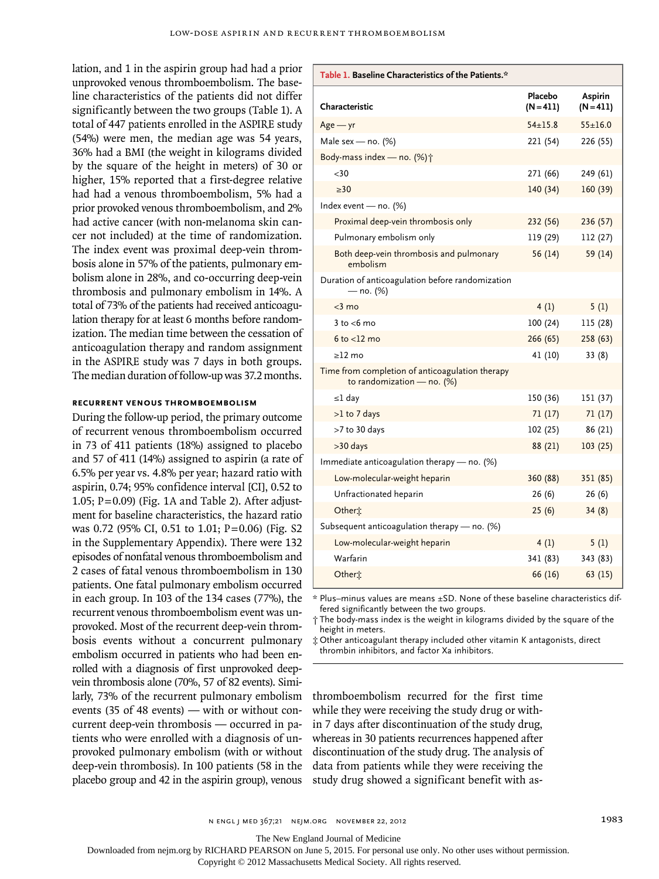lation, and 1 in the aspirin group had had a prior unprovoked venous thromboembolism. The baseline characteristics of the patients did not differ significantly between the two groups (Table 1). A total of 447 patients enrolled in the ASPIRE study (54%) were men, the median age was 54 years, 36% had a BMI (the weight in kilograms divided by the square of the height in meters) of 30 or higher, 15% reported that a first-degree relative had had a venous thromboembolism, 5% had a prior provoked venous thromboembolism, and 2% had active cancer (with non-melanoma skin cancer not included) at the time of randomization. The index event was proximal deep-vein thrombosis alone in 57% of the patients, pulmonary embolism alone in 28%, and co-occurring deep-vein thrombosis and pulmonary embolism in 14%. A total of 73% of the patients had received anticoagulation therapy for at least 6 months before randomization. The median time between the cessation of anticoagulation therapy and random assignment in the ASPIRE study was 7 days in both groups. The median duration of follow-up was 37.2 months.

### Recurrent Venous Thromboembolism

During the follow-up period, the primary outcome of recurrent venous thromboembolism occurred in 73 of 411 patients (18%) assigned to placebo and 57 of 411 (14%) assigned to aspirin (a rate of 6.5% per year vs. 4.8% per year; hazard ratio with aspirin, 0.74; 95% confidence interval [CI], 0.52 to 1.05; P=0.09) (Fig. 1A and Table 2). After adjustment for baseline characteristics, the hazard ratio was 0.72 (95% CI, 0.51 to 1.01; P=0.06) (Fig. S2 in the Supplementary Appendix). There were 132 episodes of nonfatal venous thromboembolism and 2 cases of fatal venous thromboembolism in 130 patients. One fatal pulmonary embolism occurred in each group. In 103 of the 134 cases (77%), the recurrent venous thromboembolism event was unprovoked. Most of the recurrent deep-vein thrombosis events without a concurrent pulmonary embolism occurred in patients who had been enrolled with a diagnosis of first unprovoked deep-vein thrombosis alone (70%, 57 of 82 events). Similarly, 73% of the recurrent pulmonary embolism events (35 of 48 events) — with or without concurrent deep-vein thrombosis — occurred in patients who were enrolled with a diagnosis of unprovoked pulmonary embolism (with or without deep-vein thrombosis). In 100 patients (58 in the placebo group and 42 in the aspirin group), venous thromboembolism recurred for the first time while they were receiving the study drug or within 7 days after discontinuation of the study drug, whereas in 30 patients recurrences happened after discontinuation of the study drug. The analysis of data from patients while they were receiving the study drug showed a significant benefit with as-

**Table 1. Baseline Characteristics of the Patients.***

| Characteristic | Placebo (N=411) | Aspirin (N=411) |
|---|---|---|
| Age — yr | 54±15.8 | 55±16.0 |
| Male sex — no. (%) | 221 (54) | 226 (55) |
| Body-mass index — no. (%)† | | |
| <30 | 271 (66) | 249 (61) |
| ≥30 | 140 (34) | 160 (39) |
| Index event — no. (%) | | |
| Proximal deep-vein thrombosis only | 232 (56) | 236 (57) |
| Pulmonary embolism only | 119 (29) | 112 (27) |
| Both deep-vein thrombosis and pulmonary embolism | 56 (14) | 59 (14) |
| Duration of anticoagulation before randomization — no. (%) | | |
| <3 mo | 4 (1) | 5 (1) |
| 3 to <6 mo | 100 (24) | 115 (28) |
| 6 to <12 mo | 266 (65) | 258 (63) |
| ≥12 mo | 41 (10) | 33 (8) |
| Time from completion of anticoagulation therapy to randomization — no. (%) | | |
| ≤1 day | 150 (36) | 151 (37) |
| >1 to 7 days | 71 (17) | 71 (17) |
| >7 to 30 days | 102 (25) | 86 (21) |
| >30 days | 88 (21) | 103 (25) |
| Immediate anticoagulation therapy — no. (%) | | |
| Low-molecular-weight heparin | 360 (88) | 351 (85) |
| Unfractionated heparin | 26 (6) | 26 (6) |
| Other‡ | 25 (6) | 34 (8) |
| Subsequent anticoagulation therapy — no. (%) | | |
| Low-molecular-weight heparin | 4 (1) | 5 (1) |
| Warfarin | 341 (83) | 343 (83) |
| Other‡ | 66 (16) | 63 (15) |

\* Plus–minus values are means ±SD. None of these baseline characteristics differed significantly between the two groups.

† The body-mass index is the weight in kilograms divided by the square of the height in meters.

‡ Other anticoagulant therapy included other vitamin K antagonists, direct thrombin inhibitors, and factor Xa inhibitors.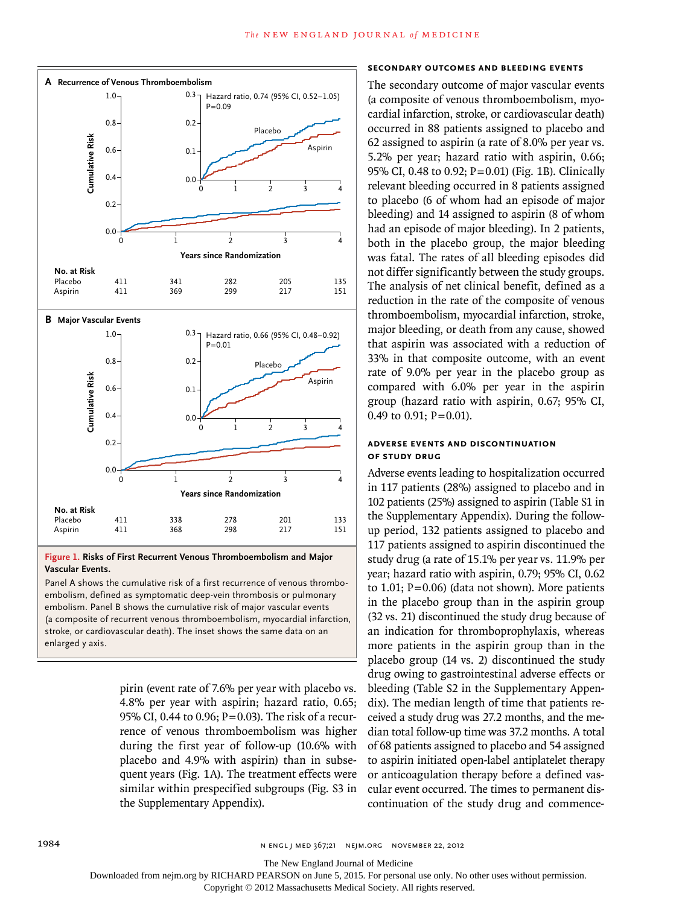**Figure 1. Risks of First Recurrent Venous Thromboembolism and Major Vascular Events.**

Panel A shows the cumulative risk of a first recurrence of venous thromboembolism, defined as symptomatic deep-vein thrombosis or pulmonary embolism. Panel B shows the cumulative risk of major vascular events (a composite of recurrent venous thromboembolism, myocardial infarction, stroke, or cardiovascular death). The inset shows the same data on an enlarged y axis.

**A Recurrence of Venous Thromboembolism** — Hazard ratio, 0.74 (95% CI, 0.52–1.05); P=0.09

| No. at Risk | 0 | 1 | 2 | 3 | 4 |
|---|---|---|---|---|---|
| Placebo | 411 | 341 | 282 | 205 | 135 |
| Aspirin | 411 | 369 | 299 | 217 | 151 |

**B Major Vascular Events** — Hazard ratio, 0.66 (95% CI, 0.48–0.92); P=0.01

| No. at Risk | 0 | 1 | 2 | 3 | 4 |
|---|---|---|---|---|---|
| Placebo | 411 | 338 | 278 | 201 | 133 |
| Aspirin | 411 | 368 | 298 | 217 | 151 |

pirin (event rate of 7.6% per year with placebo vs. 4.8% per year with aspirin; hazard ratio, 0.65; 95% CI, 0.44 to 0.96; P=0.03). The risk of a recurrence of venous thromboembolism was higher during the first year of follow-up (10.6% with placebo and 4.9% with aspirin) than in subsequent years (Fig. 1A). The treatment effects were similar within prespecified subgroups (Fig. S3 in the Supplementary Appendix).

### SECONDARY OUTCOMES AND BLEEDING EVENTS

The secondary outcome of major vascular events (a composite of venous thromboembolism, myocardial infarction, stroke, or cardiovascular death) occurred in 88 patients assigned to placebo and 62 assigned to aspirin (a rate of 8.0% per year vs. 5.2% per year; hazard ratio with aspirin, 0.66; 95% CI, 0.48 to 0.92; P=0.01) (Fig. 1B). Clinically relevant bleeding occurred in 8 patients assigned to placebo (6 of whom had an episode of major bleeding) and 14 assigned to aspirin (8 of whom had an episode of major bleeding). In 2 patients, both in the placebo group, the major bleeding was fatal. The rates of all bleeding episodes did not differ significantly between the study groups. The analysis of net clinical benefit, defined as a reduction in the rate of the composite of venous thromboembolism, myocardial infarction, stroke, major bleeding, or death from any cause, showed that aspirin was associated with a reduction of 33% in that composite outcome, with an event rate of 9.0% per year in the placebo group as compared with 6.0% per year in the aspirin group (hazard ratio with aspirin, 0.67; 95% CI, 0.49 to 0.91; P=0.01).

### ADVERSE EVENTS AND DISCONTINUATION OF STUDY DRUG

Adverse events leading to hospitalization occurred in 117 patients (28%) assigned to placebo and in 102 patients (25%) assigned to aspirin (Table S1 in the Supplementary Appendix). During the follow-up period, 132 patients assigned to placebo and 117 patients assigned to aspirin discontinued the study drug (a rate of 15.1% per year vs. 11.9% per year; hazard ratio with aspirin, 0.79; 95% CI, 0.62 to 1.01; P=0.06) (data not shown). More patients in the placebo group than in the aspirin group (32 vs. 21) discontinued the study drug because of an indication for thromboprophylaxis, whereas more patients in the aspirin group than in the placebo group (14 vs. 2) discontinued the study drug owing to gastrointestinal adverse effects or bleeding (Table S2 in the Supplementary Appendix). The median length of time that patients received a study drug was 27.2 months, and the median total follow-up time was 37.2 months. A total of 68 patients assigned to placebo and 54 assigned to aspirin initiated open-label antiplatelet therapy or anticoagulation therapy before a defined vascular event occurred. The times to permanent discontinuation of the study drug and commence-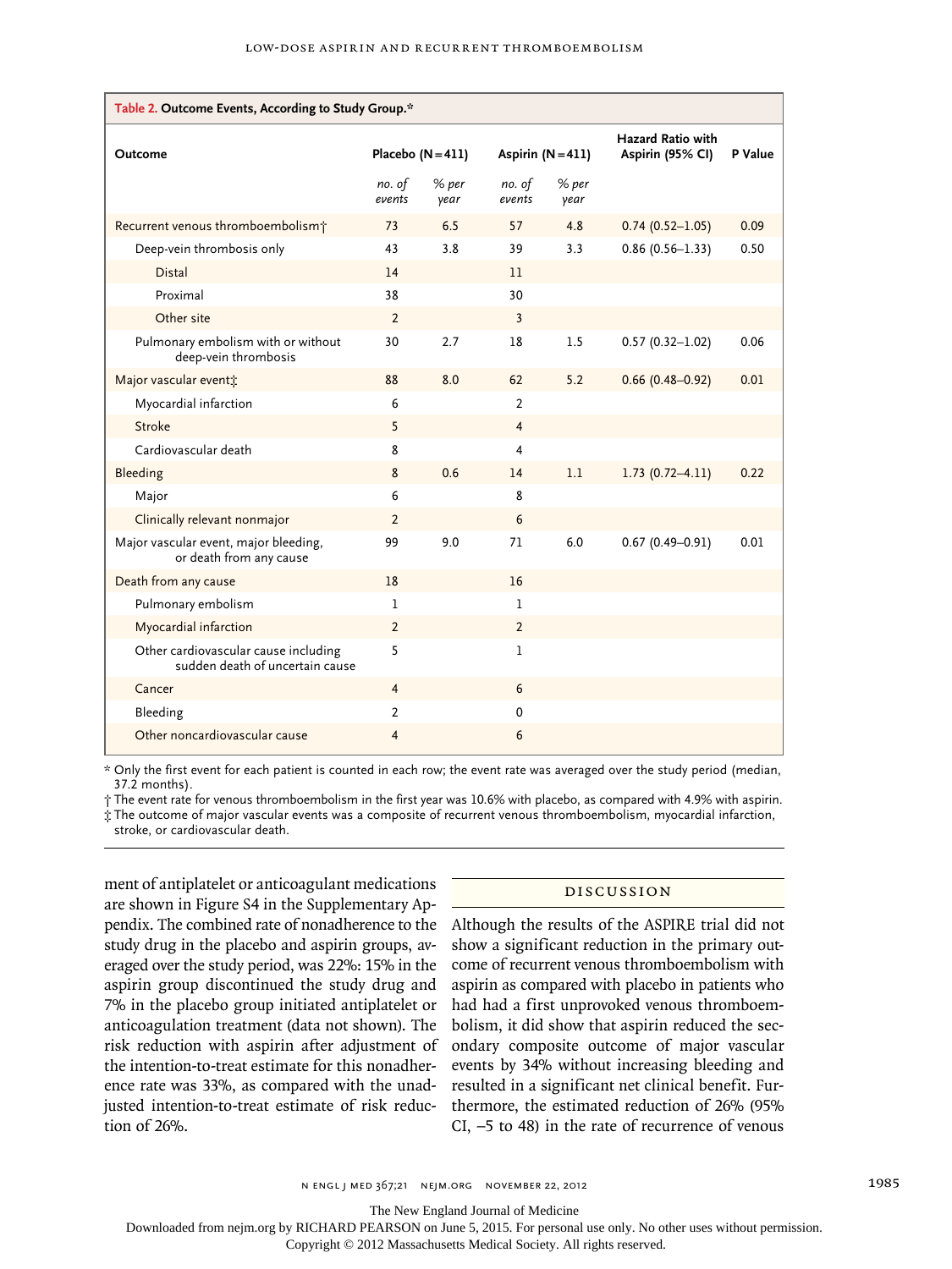**Table 2. Outcome Events, According to Study Group.***

| Outcome | Placebo (N=411) | | Aspirin (N=411) | | Hazard Ratio with Aspirin (95% CI) | P Value |
|---|---|---|---|---|---|---|
| | *no. of events* | *% per year* | *no. of events* | *% per year* | | |
| Recurrent venous thromboembolism† | 73 | 6.5 | 57 | 4.8 | 0.74 (0.52–1.05) | 0.09 |
| Deep-vein thrombosis only | 43 | 3.8 | 39 | 3.3 | 0.86 (0.56–1.33) | 0.50 |
| Distal | 14 | | 11 | | | |
| Proximal | 38 | | 30 | | | |
| Other site | 2 | | 3 | | | |
| Pulmonary embolism with or without deep-vein thrombosis | 30 | 2.7 | 18 | 1.5 | 0.57 (0.32–1.02) | 0.06 |
| Major vascular event‡ | 88 | 8.0 | 62 | 5.2 | 0.66 (0.48–0.92) | 0.01 |
| Myocardial infarction | 6 | | 2 | | | |
| Stroke | 5 | | 4 | | | |
| Cardiovascular death | 8 | | 4 | | | |
| Bleeding | 8 | 0.6 | 14 | 1.1 | 1.73 (0.72–4.11) | 0.22 |
| Major | 6 | | 8 | | | |
| Clinically relevant nonmajor | 2 | | 6 | | | |
| Major vascular event, major bleeding, or death from any cause | 99 | 9.0 | 71 | 6.0 | 0.67 (0.49–0.91) | 0.01 |
| Death from any cause | 18 | | 16 | | | |
| Pulmonary embolism | 1 | | 1 | | | |
| Myocardial infarction | 2 | | 2 | | | |
| Other cardiovascular cause including sudden death of uncertain cause | 5 | | 1 | | | |
| Cancer | 4 | | 6 | | | |
| Bleeding | 2 | | 0 | | | |
| Other noncardiovascular cause | 4 | | 6 | | | |

\* Only the first event for each patient is counted in each row; the event rate was averaged over the study period (median, 37.2 months).

† The event rate for venous thromboembolism in the first year was 10.6% with placebo, as compared with 4.9% with aspirin.

‡ The outcome of major vascular events was a composite of recurrent venous thromboembolism, myocardial infarction, stroke, or cardiovascular death.

ment of antiplatelet or anticoagulant medications are shown in Figure S4 in the Supplementary Appendix. The combined rate of nonadherence to the study drug in the placebo and aspirin groups, averaged over the study period, was 22%: 15% in the aspirin group discontinued the study drug and 7% in the placebo group initiated antiplatelet or anticoagulation treatment (data not shown). The risk reduction with aspirin after adjustment of the intention-to-treat estimate for this nonadherence rate was 33%, as compared with the unadjusted intention-to-treat estimate of risk reduction of 26%.

## DISCUSSION

Although the results of the ASPIRE trial did not show a significant reduction in the primary outcome of recurrent venous thromboembolism with aspirin as compared with placebo in patients who had had a first unprovoked venous thromboembolism, it did show that aspirin reduced the secondary composite outcome of major vascular events by 34% without increasing bleeding and resulted in a significant net clinical benefit. Furthermore, the estimated reduction of 26% (95% CI, −5 to 48) in the rate of recurrence of venous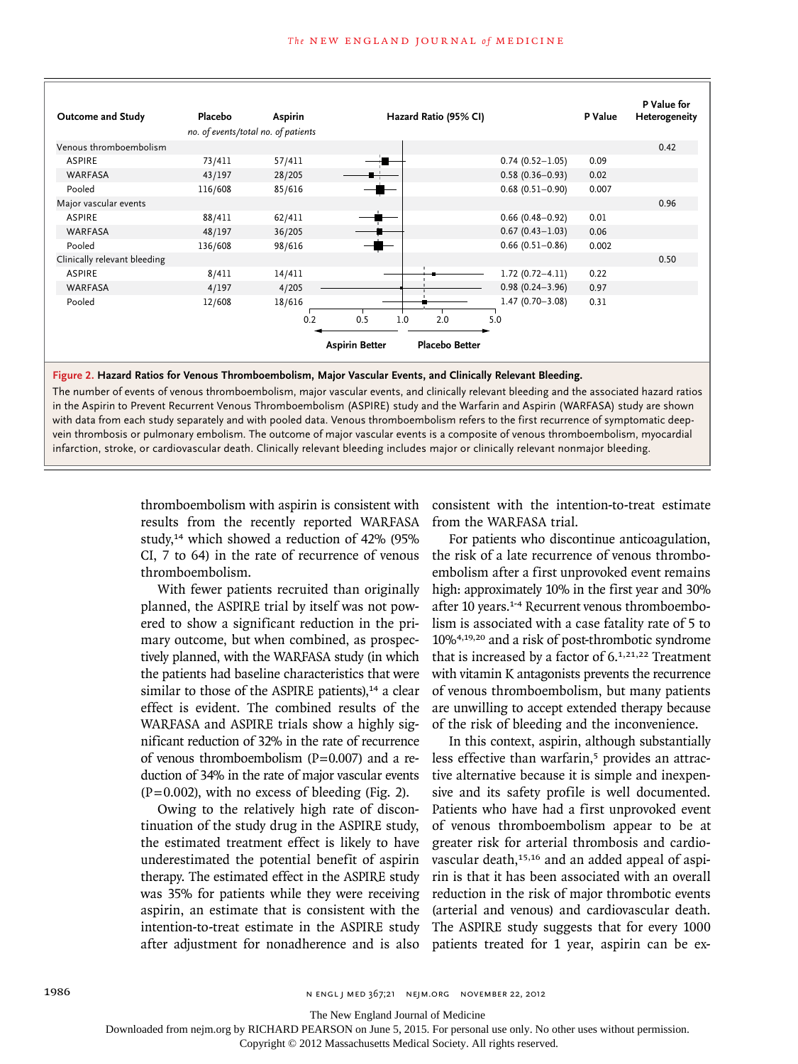| Outcome and Study | Placebo | Aspirin | Hazard Ratio (95% CI) | P Value | P Value for Heterogeneity |
|---|---|---|---|---|---|
| | *no. of events/total no. of patients* | | | | |
| Venous thromboembolism | | | | | 0.42 |
| ASPIRE | 73/411 | 57/411 | 0.74 (0.52–1.05) | 0.09 | |
| WARFASA | 43/197 | 28/205 | 0.58 (0.36–0.93) | 0.02 | |
| Pooled | 116/608 | 85/616 | 0.68 (0.51–0.90) | 0.007 | |
| Major vascular events | | | | | 0.96 |
| ASPIRE | 88/411 | 62/411 | 0.66 (0.48–0.92) | 0.01 | |
| WARFASA | 48/197 | 36/205 | 0.67 (0.43–1.03) | 0.06 | |
| Pooled | 136/608 | 98/616 | 0.66 (0.51–0.86) | 0.002 | |
| Clinically relevant bleeding | | | | | 0.50 |
| ASPIRE | 8/411 | 14/411 | 1.72 (0.72–4.11) | 0.22 | |
| WARFASA | 4/197 | 4/205 | 0.98 (0.24–3.96) | 0.97 | |
| Pooled | 12/608 | 18/616 | 1.47 (0.70–3.08) | 0.31 | |

(Axis: 0.2, 0.5, 1.0, 2.0, 5.0; ← Aspirin Better | Placebo Better →)

**Figure 2. Hazard Ratios for Venous Thromboembolism, Major Vascular Events, and Clinically Relevant Bleeding.**

The number of events of venous thromboembolism, major vascular events, and clinically relevant bleeding and the associated hazard ratios in the Aspirin to Prevent Recurrent Venous Thromboembolism (ASPIRE) study and the Warfarin and Aspirin (WARFASA) study are shown with data from each study separately and with pooled data. Venous thromboembolism refers to the first recurrence of symptomatic deep-vein thrombosis or pulmonary embolism. The outcome of major vascular events is a composite of venous thromboembolism, myocardial infarction, stroke, or cardiovascular death. Clinically relevant bleeding includes major or clinically relevant nonmajor bleeding.

thromboembolism with aspirin is consistent with results from the recently reported WARFASA study,[14] which showed a reduction of 42% (95% CI, 7 to 64) in the rate of recurrence of venous thromboembolism.

With fewer patients recruited than originally planned, the ASPIRE trial by itself was not powered to show a significant reduction in the primary outcome, but when combined, as prospectively planned, with the WARFASA study (in which the patients had baseline characteristics that were similar to those of the ASPIRE patients),[14] a clear effect is evident. The combined results of the WARFASA and ASPIRE trials show a highly significant reduction of 32% in the rate of recurrence of venous thromboembolism (P=0.007) and a reduction of 34% in the rate of major vascular events (P=0.002), with no excess of bleeding (Fig. 2).

Owing to the relatively high rate of discontinuation of the study drug in the ASPIRE study, the estimated treatment effect is likely to have underestimated the potential benefit of aspirin therapy. The estimated effect in the ASPIRE study was 35% for patients while they were receiving aspirin, an estimate that is consistent with the intention-to-treat estimate in the ASPIRE study after adjustment for nonadherence and is also consistent with the intention-to-treat estimate from the WARFASA trial.

For patients who discontinue anticoagulation, the risk of a late recurrence of venous thromboembolism after a first unprovoked event remains high: approximately 10% in the first year and 30% after 10 years.[1-4] Recurrent venous thromboembolism is associated with a case fatality rate of 5 to 10%[4,19,20] and a risk of post-thrombotic syndrome that is increased by a factor of 6.[1,21,22] Treatment with vitamin K antagonists prevents the recurrence of venous thromboembolism, but many patients are unwilling to accept extended therapy because of the risk of bleeding and the inconvenience.

In this context, aspirin, although substantially less effective than warfarin,[5] provides an attractive alternative because it is simple and inexpensive and its safety profile is well documented. Patients who have had a first unprovoked event of venous thromboembolism appear to be at greater risk for arterial thrombosis and cardiovascular death,[15,16] and an added appeal of aspirin is that it has been associated with an overall reduction in the risk of major thrombotic events (arterial and venous) and cardiovascular death. The ASPIRE study suggests that for every 1000 patients treated for 1 year, aspirin can be ex-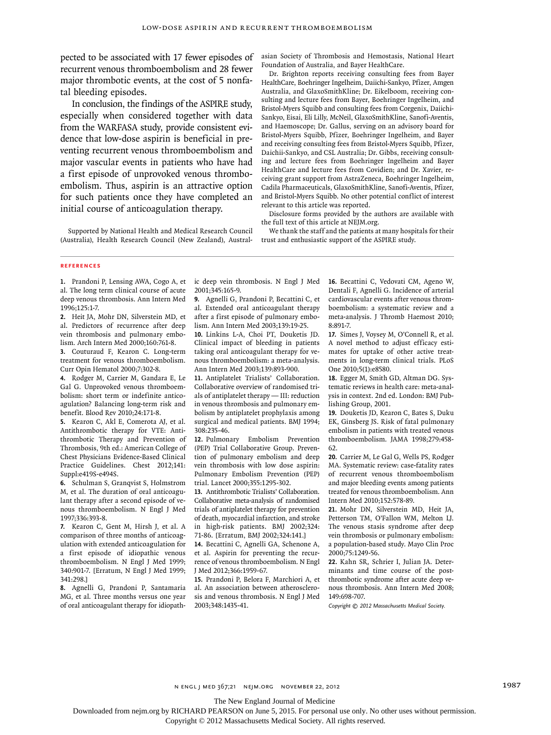pected to be associated with 17 fewer episodes of recurrent venous thromboembolism and 28 fewer major thrombotic events, at the cost of 5 nonfatal bleeding episodes.

In conclusion, the findings of the ASPIRE study, especially when considered together with data from the WARFASA study, provide consistent evidence that low-dose aspirin is beneficial in preventing recurrent venous thromboembolism and major vascular events in patients who have had a first episode of unprovoked venous thromboembolism. Thus, aspirin is an attractive option for such patients once they have completed an initial course of anticoagulation therapy.

Supported by National Health and Medical Research Council (Australia), Health Research Council (New Zealand), Australasian Society of Thrombosis and Hemostasis, National Heart Foundation of Australia, and Bayer HealthCare.

Dr. Brighton reports receiving consulting fees from Bayer HealthCare, Boehringer Ingelheim, Daiichi-Sankyo, Pfizer, Amgen Australia, and GlaxoSmithKline; Dr. Eikelboom, receiving consulting and lecture fees from Bayer, Boehringer Ingelheim, and Bristol-Myers Squibb and consulting fees from Corgenix, Daiichi-Sankyo, Eisai, Eli Lilly, McNeil, GlaxoSmithKline, Sanofi-Aventis, and Haemoscope; Dr. Gallus, serving on an advisory board for Bristol-Myers Squibb, Pfizer, Boehringer Ingelheim, and Bayer and receiving consulting fees from Bristol-Myers Squibb, Pfizer, Daichii-Sankyo, and CSL Australia; Dr. Gibbs, receiving consulting and lecture fees from Boehringer Ingelheim and Bayer HealthCare and lecture fees from Covidien; and Dr. Xavier, receiving grant support from AstraZeneca, Boehringer Ingelheim, Cadila Pharmaceuticals, GlaxoSmithKline, Sanofi-Aventis, Pfizer, and Bristol-Myers Squibb. No other potential conflict of interest relevant to this article was reported.

Disclosure forms provided by the authors are available with the full text of this article at NEJM.org.

We thank the staff and the patients at many hospitals for their trust and enthusiastic support of the ASPIRE study.

## References

1. Prandoni P, Lensing AWA, Cogo A, et al. The long term clinical course of acute deep venous thrombosis. Ann Intern Med 1996;125:1-7.
2. Heit JA, Mohr DN, Silverstein MD, et al. Predictors of recurrence after deep vein thrombosis and pulmonary embolism. Arch Intern Med 2000;160:761-8.
3. Couturaud F, Kearon C. Long-term treatment for venous thromboembolism. Curr Opin Hematol 2000;7:302-8.
4. Rodger M, Carrier M, Gandara E, Le Gal G. Unprovoked venous thromboembolism: short term or indefinite anticoagulation? Balancing long-term risk and benefit. Blood Rev 2010;24:171-8.
5. Kearon C, Akl E, Comerota AJ, et al. Antithrombotic therapy for VTE: Antithrombotic Therapy and Prevention of Thrombosis, 9th ed.: American College of Chest Physicians Evidence-Based Clinical Practice Guidelines. Chest 2012;141: Suppl:e419S-e494S.
6. Schulman S, Granqvist S, Holmstrom M, et al. The duration of oral anticoagulant therapy after a second episode of venous thromboembolism. N Engl J Med 1997;336:393-8.
7. Kearon C, Gent M, Hirsh J, et al. A comparison of three months of anticoagulation with extended anticoagulation for a first episode of idiopathic venous thromboembolism. N Engl J Med 1999; 340:901-7. [Erratum, N Engl J Med 1999; 341:298.]
8. Agnelli G, Prandoni P, Santamaria MG, et al. Three months versus one year of oral anticoagulant therapy for idiopathic deep vein thrombosis. N Engl J Med 2001;345:165-9.
9. Agnelli G, Prandoni P, Becattini C, et al. Extended oral anticoagulant therapy after a first episode of pulmonary embolism. Ann Intern Med 2003;139:19-25.
10. Linkins L-A, Choi PT, Douketis JD. Clinical impact of bleeding in patients taking oral anticoagulant therapy for venous thromboembolism: a meta-analysis. Ann Intern Med 2003;139:893-900.
11. Antiplatelet Trialists' Collaboration. Collaborative overview of randomised trials of antiplatelet therapy — III: reduction in venous thrombosis and pulmonary embolism by antiplatelet prophylaxis among surgical and medical patients. BMJ 1994; 308:235-46.
12. Pulmonary Embolism Prevention (PEP) Trial Collaborative Group. Prevention of pulmonary embolism and deep vein thrombosis with low dose aspirin: Pulmonary Embolism Prevention (PEP) trial. Lancet 2000;355:1295-302.
13. Antithrombotic Trialists' Collaboration. Collaborative meta-analysis of randomised trials of antiplatelet therapy for prevention of death, myocardial infarction, and stroke in high-risk patients. BMJ 2002;324: 71-86. [Erratum, BMJ 2002;324:141.]
14. Becattini C, Agnelli GA, Schenone A, et al. Aspirin for preventing the recurrence of venous thromboembolism. N Engl J Med 2012;366:1959-67.
15. Prandoni P, Belora F, Marchiori A, et al. An association between atherosclerosis and venous thrombosis. N Engl J Med 2003;348:1435-41.
16. Becattini C, Vedovati CM, Ageno W, Dentali F, Agnelli G. Incidence of arterial cardiovascular events after venous thromboembolism: a systematic review and a meta-analysis. J Thromb Haemost 2010; 8:891-7.
17. Simes J, Voysey M, O'Connell R, et al. A novel method to adjust efficacy estimates for uptake of other active treatments in long-term clinical trials. PLoS One 2010;5(1):e8580.
18. Egger M, Smith GD, Altman DG. Systematic reviews in health care: meta-analysis in context. 2nd ed. London: BMJ Publishing Group, 2001.
19. Douketis JD, Kearon C, Bates S, Duku EK, Ginsberg JS. Risk of fatal pulmonary embolism in patients with treated venous thromboembolism. JAMA 1998;279:458-62.
20. Carrier M, Le Gal G, Wells PS, Rodger MA. Systematic review: case-fatality rates of recurrent venous thromboembolism and major bleeding events among patients treated for venous thromboembolism. Ann Intern Med 2010;152:578-89.
21. Mohr DN, Silverstein MD, Heit JA, Petterson TM, O'Fallon WM, Melton LJ. The venous stasis syndrome after deep vein thrombosis or pulmonary embolism: a population-based study. Mayo Clin Proc 2000;75:1249-56.
22. Kahn SR, Schrier I, Julian JA. Determinants and time course of the post-thrombotic syndrome after acute deep venous thrombosis. Ann Intern Med 2008; 149:698-707.

*Copyright © 2012 Massachusetts Medical Society.*